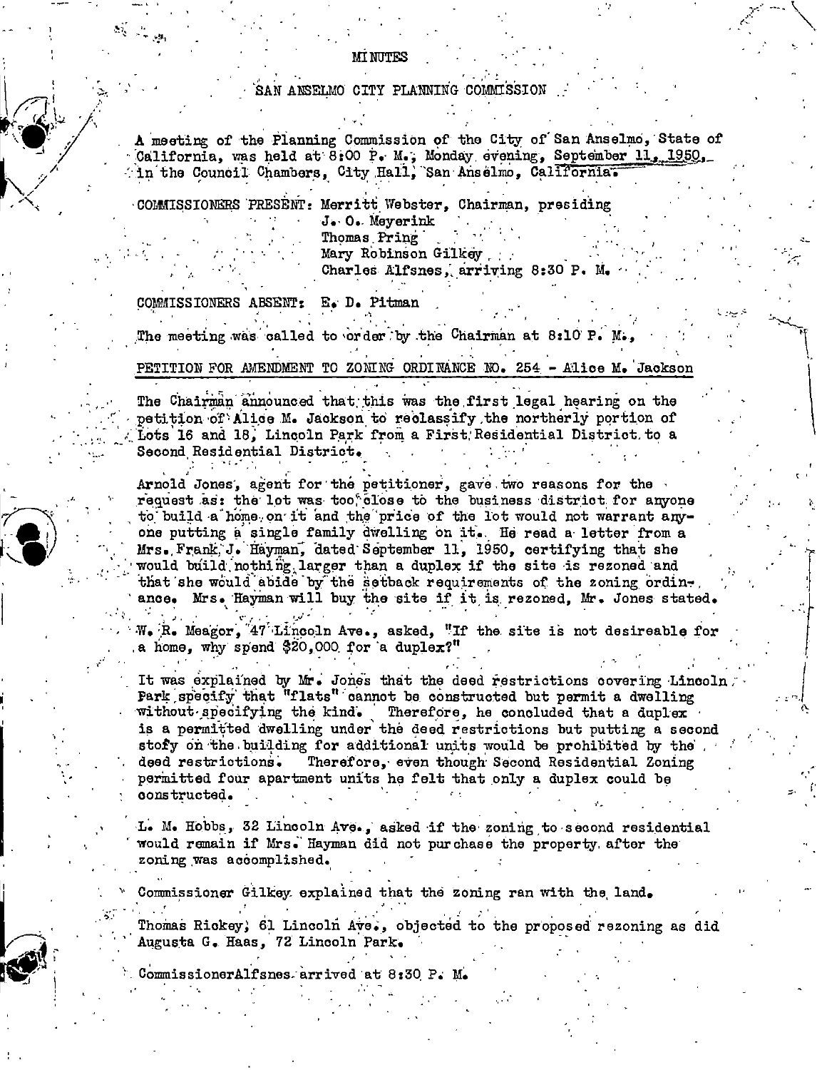# MINUTES

## SAN ANSELMO CITY PLANNING COMMISSION

A meeting of the Planning Commission of the City of San Anselmo, State of California, was held at 8:00 P. M., Monday evening, September 11, 1950, in the Council Chambers, City Hall, San Anselmo, California.

COMMISSIONERS PRESENT: Merritt Webster, Chairman, presiding
J. O. Meyerink
Thomas Pring
Mary Robinson Gilkey
Charles Alfsnes, arriving 8:30 P. M.

COMMISSIONERS ABSENT: E. D. Pitman

The meeting was called to order by the Chairman at 8:10 P. M.,

PETITION FOR AMENDMENT TO ZONING ORDINANCE NO. 254 - Alice M. Jackson

The Chairman announced that this was the first legal hearing on the petition of Alice M. Jackson to reclassify the northerly portion of Lots 16 and 18, Lincoln Park from a First Residential District to a Second Residential District.

Arnold Jones, agent for the petitioner, gave two reasons for the request as: the lot was too close to the business district for anyone to build a home on it and the price of the lot would not warrant anyone putting a single family dwelling on it. He read a letter from a Mrs. Frank J. Hayman, dated September 11, 1950, certifying that she would build nothing larger than a duplex if the site is rezoned and that she would abide by the setback requirements of the zoning ordinance. Mrs. Hayman will buy the site if it is rezoned, Mr. Jones stated.

W. R. Meagor, 47 Lincoln Ave., asked, "If the site is not desireable for a home, why spend $20,000 for a duplex?"

It was explained by Mr. Jones that the deed restrictions covering Lincoln Park specify that "flats" cannot be constructed but permit a dwelling without specifying the kind. Therefore, he concluded that a duplex is a permitted dwelling under the deed restrictions but putting a second story on the building for additional units would be prohibited by the deed restrictions. Therefore, even though Second Residential Zoning permitted four apartment units he felt that only a duplex could be constructed.

L. M. Hobbs, 32 Lincoln Ave., asked if the zoning to second residential would remain if Mrs. Hayman did not purchase the property after the zoning was accomplished.

Commissioner Gilkey explained that the zoning ran with the land.

Thomas Rickey, 61 Lincoln Ave., objected to the proposed rezoning as did Augusta G. Haas, 72 Lincoln Park.

CommissionerAlfsnes arrived at 8:30 P. M.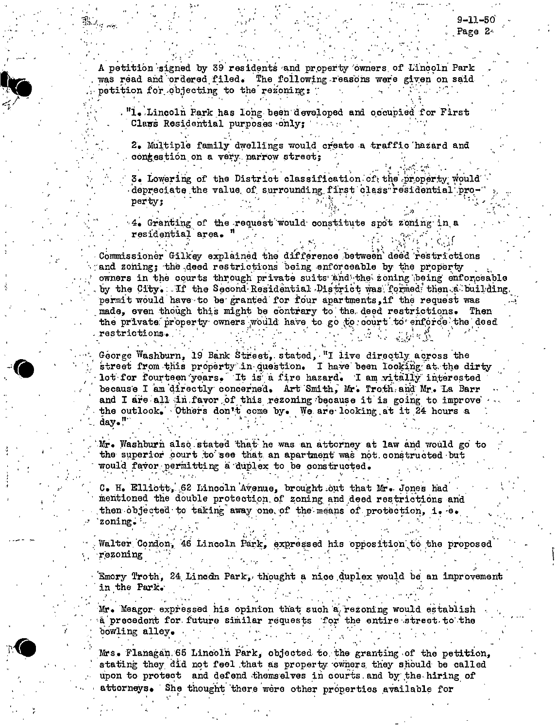A petition signed by 39 residents and property owners of Lincoln Park was read and ordered filed. The following reasons were given on said petition for objecting to the rezoning:

"1. Lincoln Park has long been developed and occupied for First Class Residential purposes only;

2. Multiple family dwellings would create a traffic hazard and congestion on a very narrow street;

3. Lowering of the District classification of the property would depreciate the value of surrounding first class residential property;

4. Granting of the request would constitute spot zoning in a residential area."

Commissioner Gilkey explained the difference between deed restrictions and zoning; the deed restrictions being enforceable by the property owners in the courts through private suits and the zoning being enforceable by the City. If the Second Residential District was formed then a building permit would have to be granted for four apartments, if the request was made, even though this might be contrary to the deed restrictions. Then the private property owners would have to go to court to enforce the deed restrictions.

George Washburn, 19 Bank Street, stated, "I live directly across the street from this property in question. I have been looking at the dirty lot for fourteen years. It is a fire hazard. I am vitally interested because I am directly concerned. Art Smith, Mr. Troth and Mr. La Barr and I are all in favor of this rezoning because it is going to improve the outlook. Others don't come by. We are looking at it 24 hours a day."

Mr. Washburn also stated that he was an attorney at law and would go to the superior court to see that an apartment was not constructed but would favor permitting a duplex to be constructed.

C. H. Elliott, 62 Lincoln Avenue, brought out that Mr. Jones had mentioned the double protection of zoning and deed restrictions and then objected to taking away one of the means of protection, i. e. zoning.

Walter Condon, 46 Lincoln Park, expressed his opposition to the proposed rezoning

Emory Troth, 24 Lincdn Park, thought a nice duplex would be an improvement in the Park.

Mr. Meagor expressed his opinion that such a rezoning would establish a precedent for future similar requests for the entire street to the bowling alley.

Mrs. Flanagan 65 Lincoln Park, objected to the granting of the petition, stating they did not feel that as property owners they should be called upon to protect and defend themselves in courts and by the hiring of attorneys. She thought there were other properties available for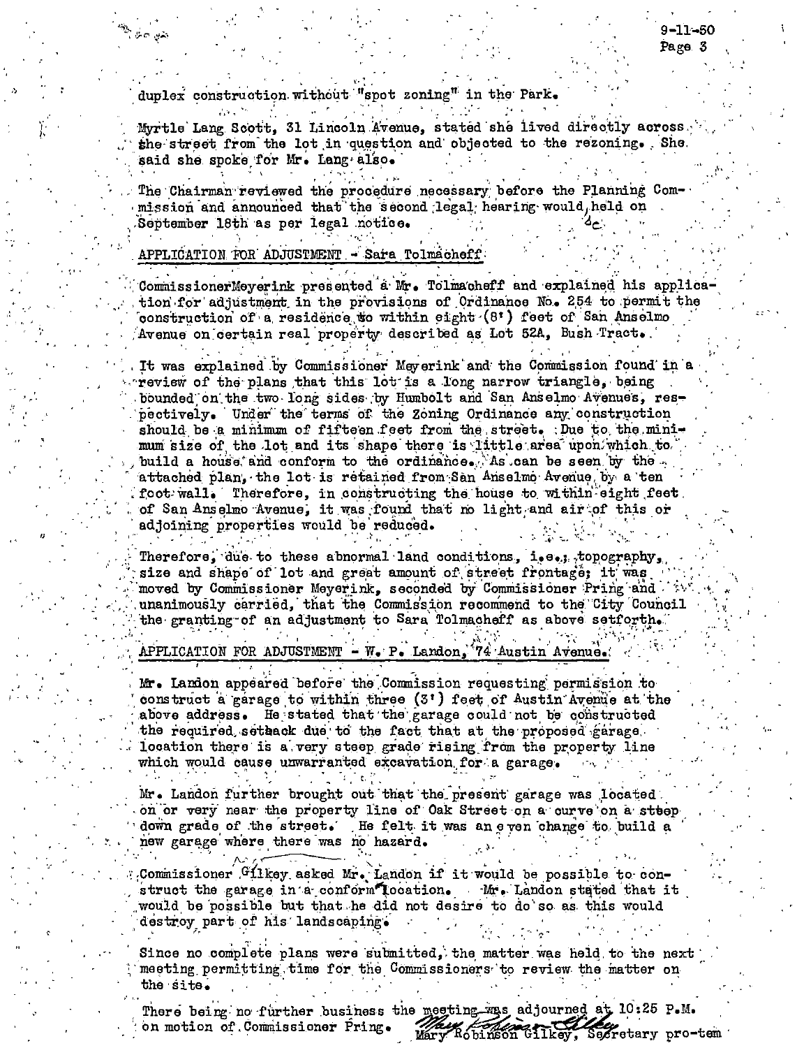duplex construction without "spot zoning" in the Park.

Myrtle Lang Scott, 31 Lincoln Avenue, stated she lived directly across the street from the lot in question and objected to the rezoning. She said she spoke for Mr. Lang also.

The Chairman reviewed the procedure necessary before the Planning Commission and announced that the second legal hearing would be held on September 18th as per legal notice.

APPLICATION FOR ADJUSTMENT - Sara Tolmacheff

Commissioner Meyerink presented a Mr. Tolmacheff and explained his application for adjustment in the provisions of Ordinance No. 254 to permit the construction of a residence to within eight (8') feet of San Anselmo Avenue on certain real property described as Lot 52A, Bush Tract.

It was explained by Commissioner Meyerink and the Commission found in a review of the plans that this lot is a long narrow triangle, being bounded on the two long sides by Humbolt and San Anselmo Avenues, respectively. Under the terms of the Zoning Ordinance any construction should be a minimum of fifteen feet from the street. Due to the minimum size of the lot and its shape there is little area upon which to build a house and conform to the ordinance. As can be seen by the attached plan, the lot is retained from San Anselmo Avenue by a ten foot wall. Therefore, in constructing the house to within eight feet of San Anselmo Avenue, it was found that no light and air of this or adjoining properties would be reduced.

Therefore, due to these abnormal land conditions, i.e., topography, size and shape of lot and great amount of street frontage; it was moved by Commissioner Meyerink, seconded by Commissioner Pring and unanimously carried, that the Commission recommend to the City Council the granting of an adjustment to Sara Tolmacheff as above setforth.

APPLICATION FOR ADJUSTMENT - W. P. Landon, 74 Austin Avenue.

Mr. Landon appeared before the Commission requesting permission to construct a garage to within three (3') feet of Austin Avenue at the above address. He stated that the garage could not be constructed the required setback due to the fact that at the proposed garage location there is a very steep grade rising from the property line which would cause unwarranted excavation for a garage.

Mr. Landon further brought out that the present garage was located on or very near the property line of Oak Street on a curve on a steep down grade of the street. He felt it was an even change to build a new garage where there was no hazard.

Commissioner Gilkey asked Mr. Landon if it would be possible to construct the garage in a conforming location. Mr. Landon stated that it would be possible but that he did not desire to do so as this would destroy part of his landscaping.

Since no complete plans were submitted, the matter was held to the next meeting permitting time for the Commissioners to review the matter on the site.

There being no further business the meeting was adjourned at 10:25 P.M. on motion of Commissioner Pring.

Mary Robinson Gilkey, Secretary pro-tem